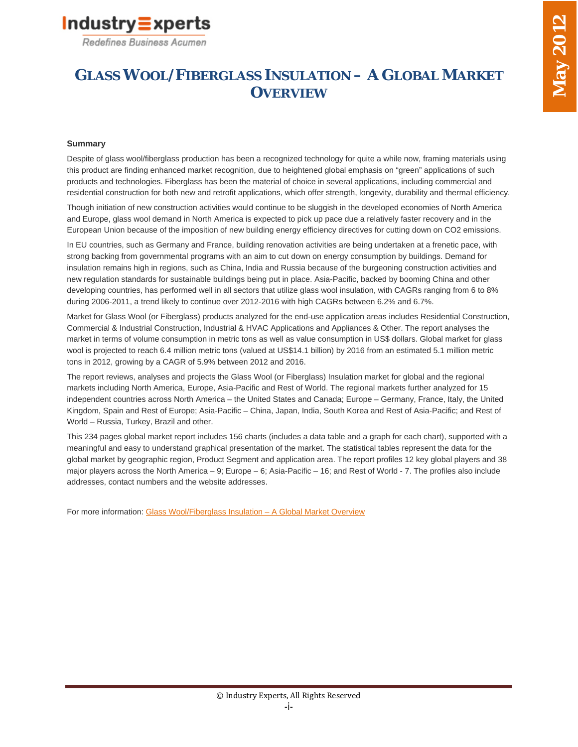Industry Experts
Redefines Business Acumen

May 2012

# GLASS WOOL/FIBERGLASS INSULATION – A GLOBAL MARKET OVERVIEW

**Summary**

Despite of glass wool/fiberglass production has been a recognized technology for quite a while now, framing materials using this product are finding enhanced market recognition, due to heightened global emphasis on "green" applications of such products and technologies. Fiberglass has been the material of choice in several applications, including commercial and residential construction for both new and retrofit applications, which offer strength, longevity, durability and thermal efficiency.

Though initiation of new construction activities would continue to be sluggish in the developed economies of North America and Europe, glass wool demand in North America is expected to pick up pace due a relatively faster recovery and in the European Union because of the imposition of new building energy efficiency directives for cutting down on CO2 emissions.

In EU countries, such as Germany and France, building renovation activities are being undertaken at a frenetic pace, with strong backing from governmental programs with an aim to cut down on energy consumption by buildings. Demand for insulation remains high in regions, such as China, India and Russia because of the burgeoning construction activities and new regulation standards for sustainable buildings being put in place. Asia-Pacific, backed by booming China and other developing countries, has performed well in all sectors that utilize glass wool insulation, with CAGRs ranging from 6 to 8% during 2006-2011, a trend likely to continue over 2012-2016 with high CAGRs between 6.2% and 6.7%.

Market for Glass Wool (or Fiberglass) products analyzed for the end-use application areas includes Residential Construction, Commercial & Industrial Construction, Industrial & HVAC Applications and Appliances & Other. The report analyses the market in terms of volume consumption in metric tons as well as value consumption in US$ dollars. Global market for glass wool is projected to reach 6.4 million metric tons (valued at US$14.1 billion) by 2016 from an estimated 5.1 million metric tons in 2012, growing by a CAGR of 5.9% between 2012 and 2016.

The report reviews, analyses and projects the Glass Wool (or Fiberglass) Insulation market for global and the regional markets including North America, Europe, Asia-Pacific and Rest of World. The regional markets further analyzed for 15 independent countries across North America – the United States and Canada; Europe – Germany, France, Italy, the United Kingdom, Spain and Rest of Europe; Asia-Pacific – China, Japan, India, South Korea and Rest of Asia-Pacific; and Rest of World – Russia, Turkey, Brazil and other.

This 234 pages global market report includes 156 charts (includes a data table and a graph for each chart), supported with a meaningful and easy to understand graphical presentation of the market. The statistical tables represent the data for the global market by geographic region, Product Segment and application area. The report profiles 12 key global players and 38 major players across the North America – 9; Europe – 6; Asia-Pacific – 16; and Rest of World - 7. The profiles also include addresses, contact numbers and the website addresses.

For more information: Glass Wool/Fiberglass Insulation – A Global Market Overview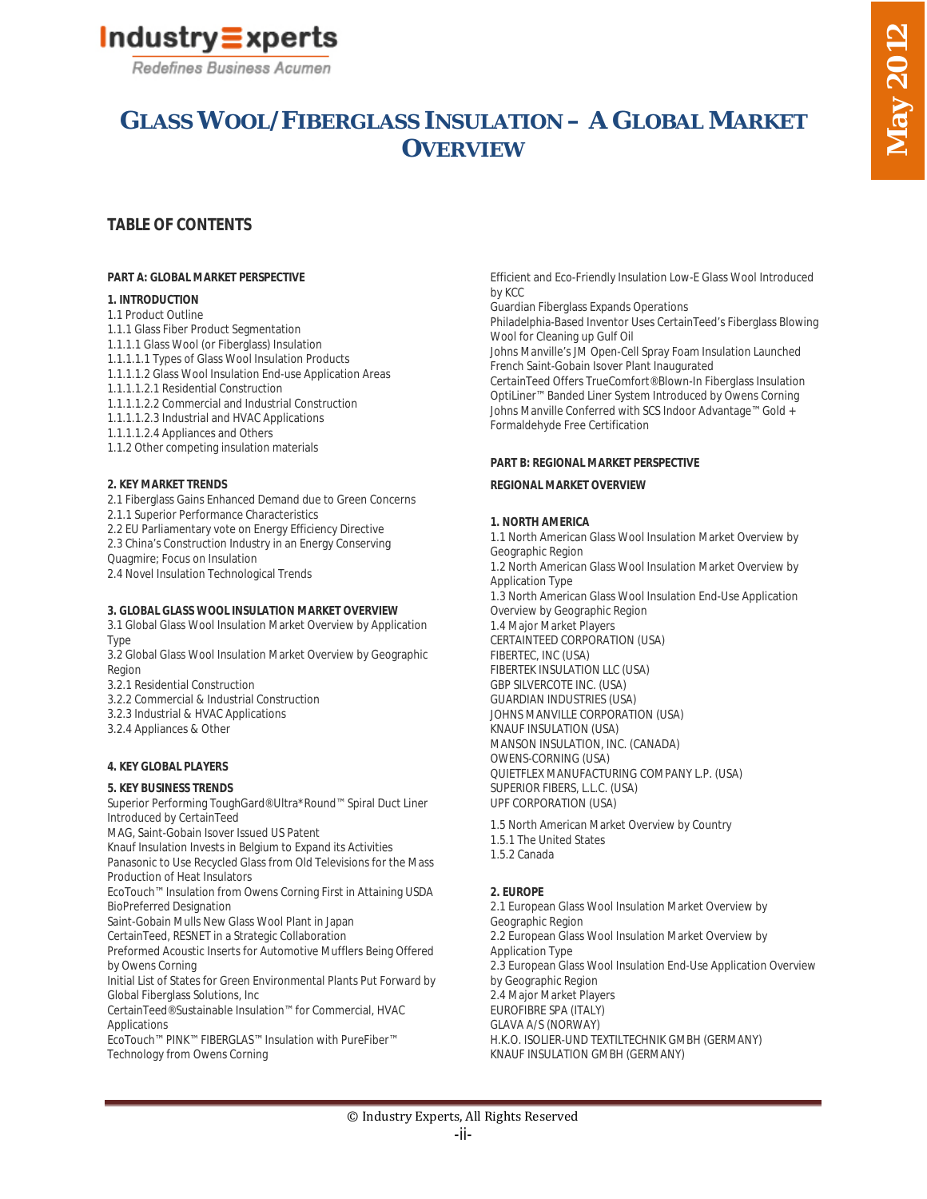# GLASS WOOL/FIBERGLASS INSULATION – A GLOBAL MARKET OVERVIEW

May 2012

## TABLE OF CONTENTS

**PART A: GLOBAL MARKET PERSPECTIVE**

**1. INTRODUCTION**

1.1 Product Outline
1.1.1 Glass Fiber Product Segmentation
1.1.1.1 Glass Wool (or Fiberglass) Insulation
1.1.1.1.1 Types of Glass Wool Insulation Products
1.1.1.1.2 Glass Wool Insulation End-use Application Areas
1.1.1.1.2.1 Residential Construction
1.1.1.1.2.2 Commercial and Industrial Construction
1.1.1.1.2.3 Industrial and HVAC Applications
1.1.1.1.2.4 Appliances and Others
1.1.2 Other competing insulation materials

**2. KEY MARKET TRENDS**

2.1 Fiberglass Gains Enhanced Demand due to Green Concerns
2.1.1 Superior Performance Characteristics
2.2 EU Parliamentary vote on Energy Efficiency Directive
2.3 China's Construction Industry in an Energy Conserving Quagmire; Focus on Insulation
2.4 Novel Insulation Technological Trends

**3. GLOBAL GLASS WOOL INSULATION MARKET OVERVIEW**

3.1 Global Glass Wool Insulation Market Overview by Application Type
3.2 Global Glass Wool Insulation Market Overview by Geographic Region
3.2.1 Residential Construction
3.2.2 Commercial & Industrial Construction
3.2.3 Industrial & HVAC Applications
3.2.4 Appliances & Other

**4. KEY GLOBAL PLAYERS**

**5. KEY BUSINESS TRENDS**

Superior Performing ToughGard®Ultra*Round™ Spiral Duct Liner Introduced by CertainTeed
MAG, Saint-Gobain Isover Issued US Patent
Knauf Insulation Invests in Belgium to Expand its Activities
Panasonic to Use Recycled Glass from Old Televisions for the Mass Production of Heat Insulators
EcoTouch™ Insulation from Owens Corning First in Attaining USDA BioPreferred Designation
Saint-Gobain Mulls New Glass Wool Plant in Japan
CertainTeed, RESNET in a Strategic Collaboration
Preformed Acoustic Inserts for Automotive Mufflers Being Offered by Owens Corning
Initial List of States for Green Environmental Plants Put Forward by Global Fiberglass Solutions, Inc
CertainTeed®Sustainable Insulation™ for Commercial, HVAC Applications
EcoTouch™ PINK™ FIBERGLAS™ Insulation with PureFiber™ Technology from Owens Corning
Efficient and Eco-Friendly Insulation Low-E Glass Wool Introduced by KCC
Guardian Fiberglass Expands Operations
Philadelphia-Based Inventor Uses CertainTeed's Fiberglass Blowing Wool for Cleaning up Gulf Oil
Johns Manville's JM Open-Cell Spray Foam Insulation Launched
French Saint-Gobain Isover Plant Inaugurated
CertainTeed Offers TrueComfort®Blown-In Fiberglass Insulation
OptiLiner™ Banded Liner System Introduced by Owens Corning
Johns Manville Conferred with SCS Indoor Advantage™ Gold + Formaldehyde Free Certification

**PART B: REGIONAL MARKET PERSPECTIVE**

**REGIONAL MARKET OVERVIEW**

**1. NORTH AMERICA**

1.1 North American Glass Wool Insulation Market Overview by Geographic Region
1.2 North American Glass Wool Insulation Market Overview by Application Type
1.3 North American Glass Wool Insulation End-Use Application Overview by Geographic Region
1.4 Major Market Players
CERTAINTEED CORPORATION (USA)
FIBERTEC, INC (USA)
FIBERTEK INSULATION LLC (USA)
GBP SILVERCOTE INC. (USA)
GUARDIAN INDUSTRIES (USA)
JOHNS MANVILLE CORPORATION (USA)
KNAUF INSULATION (USA)
MANSON INSULATION, INC. (CANADA)
OWENS-CORNING (USA)
QUIETFLEX MANUFACTURING COMPANY L.P. (USA)
SUPERIOR FIBERS, L.L.C. (USA)
UPF CORPORATION (USA)

1.5 North American Market Overview by Country
1.5.1 The United States
1.5.2 Canada

**2. EUROPE**

2.1 European Glass Wool Insulation Market Overview by Geographic Region
2.2 European Glass Wool Insulation Market Overview by Application Type
2.3 European Glass Wool Insulation End-Use Application Overview by Geographic Region
2.4 Major Market Players
EUROFIBRE SPA (ITALY)
GLAVA A/S (NORWAY)
H.K.O. ISOLIER-UND TEXTILTECHNIK GMBH (GERMANY)
KNAUF INSULATION GMBH (GERMANY)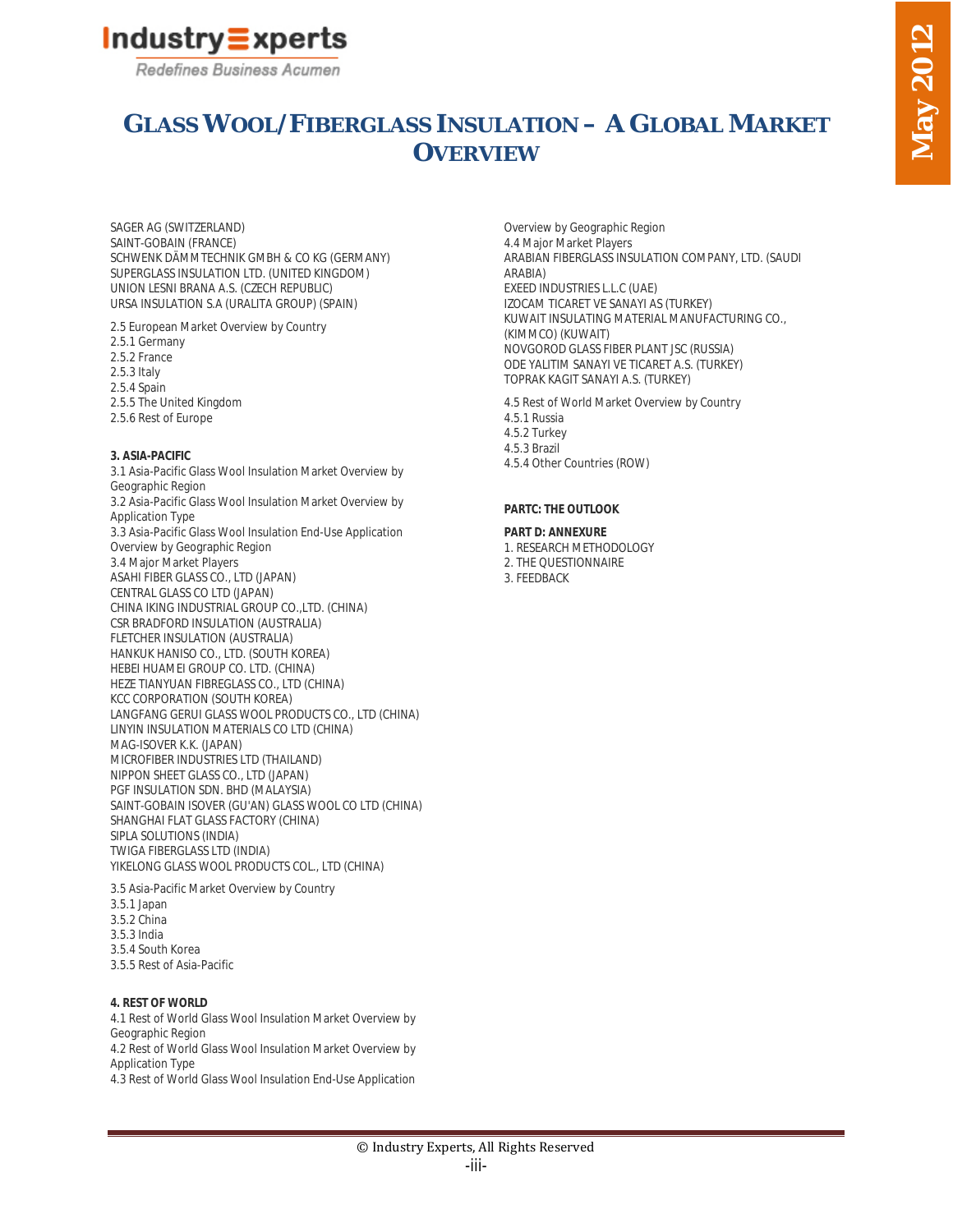# GLASS WOOL/FIBERGLASS INSULATION – A GLOBAL MARKET OVERVIEW

SAGER AG (SWITZERLAND)
SAINT-GOBAIN (FRANCE)
SCHWENK DÄMMTECHNIK GMBH & CO KG (GERMANY)
SUPERGLASS INSULATION LTD. (UNITED KINGDOM)
UNION LESNI BRANA A.S. (CZECH REPUBLIC)
URSA INSULATION S.A (URALITA GROUP) (SPAIN)

2.5 European Market Overview by Country
2.5.1 Germany
2.5.2 France
2.5.3 Italy
2.5.4 Spain
2.5.5 The United Kingdom
2.5.6 Rest of Europe

**3. ASIA-PACIFIC**
3.1 Asia-Pacific Glass Wool Insulation Market Overview by Geographic Region
3.2 Asia-Pacific Glass Wool Insulation Market Overview by Application Type
3.3 Asia-Pacific Glass Wool Insulation End-Use Application Overview by Geographic Region
3.4 Major Market Players
ASAHI FIBER GLASS CO., LTD (JAPAN)
CENTRAL GLASS CO LTD (JAPAN)
CHINA IKING INDUSTRIAL GROUP CO.,LTD. (CHINA)
CSR BRADFORD INSULATION (AUSTRALIA)
FLETCHER INSULATION (AUSTRALIA)
HANKUK HANISO CO., LTD. (SOUTH KOREA)
HEBEI HUAMEI GROUP CO. LTD. (CHINA)
HEZE TIANYUAN FIBREGLASS CO., LTD (CHINA)
KCC CORPORATION (SOUTH KOREA)
LANGFANG GERUI GLASS WOOL PRODUCTS CO., LTD (CHINA)
LINYIN INSULATION MATERIALS CO LTD (CHINA)
MAG-ISOVER K.K. (JAPAN)
MICROFIBER INDUSTRIES LTD (THAILAND)
NIPPON SHEET GLASS CO., LTD (JAPAN)
PGF INSULATION SDN. BHD (MALAYSIA)
SAINT-GOBAIN ISOVER (GU'AN) GLASS WOOL CO LTD (CHINA)
SHANGHAI FLAT GLASS FACTORY (CHINA)
SIPLA SOLUTIONS (INDIA)
TWIGA FIBERGLASS LTD (INDIA)
YIKELONG GLASS WOOL PRODUCTS COL., LTD (CHINA)

3.5 Asia-Pacific Market Overview by Country
3.5.1 Japan
3.5.2 China
3.5.3 India
3.5.4 South Korea
3.5.5 Rest of Asia-Pacific

**4. REST OF WORLD**
4.1 Rest of World Glass Wool Insulation Market Overview by Geographic Region
4.2 Rest of World Glass Wool Insulation Market Overview by Application Type
4.3 Rest of World Glass Wool Insulation End-Use Application Overview by Geographic Region
4.4 Major Market Players
ARABIAN FIBERGLASS INSULATION COMPANY, LTD. (SAUDI ARABIA)
EXEED INDUSTRIES L.L.C (UAE)
IZOCAM TICARET VE SANAYI AS (TURKEY)
KUWAIT INSULATING MATERIAL MANUFACTURING CO., (KIMMCO) (KUWAIT)
NOVGOROD GLASS FIBER PLANT JSC (RUSSIA)
ODE YALITIM SANAYI VE TICARET A.S. (TURKEY)
TOPRAK KAGIT SANAYI A.S. (TURKEY)

4.5 Rest of World Market Overview by Country
4.5.1 Russia
4.5.2 Turkey
4.5.3 Brazil
4.5.4 Other Countries (ROW)

**PARTC: THE OUTLOOK**

**PART D: ANNEXURE**
1. RESEARCH METHODOLOGY
2. THE QUESTIONNAIRE
3. FEEDBACK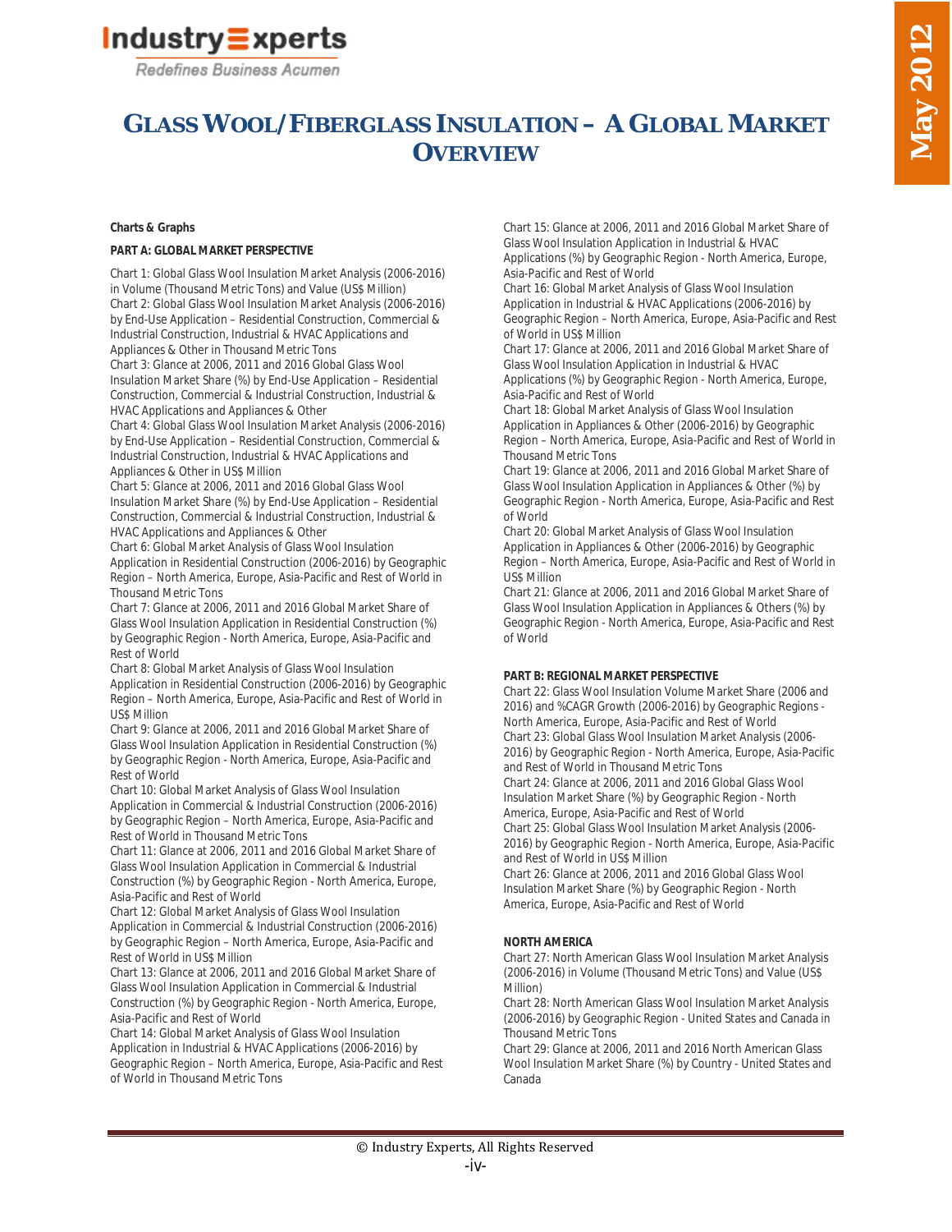# GLASS WOOL/FIBERGLASS INSULATION – A GLOBAL MARKET OVERVIEW

**Charts & Graphs**

**PART A: GLOBAL MARKET PERSPECTIVE**

Chart 1: Global Glass Wool Insulation Market Analysis (2006-2016) in Volume (Thousand Metric Tons) and Value (US$ Million)
Chart 2: Global Glass Wool Insulation Market Analysis (2006-2016) by End-Use Application – Residential Construction, Commercial & Industrial Construction, Industrial & HVAC Applications and Appliances & Other in Thousand Metric Tons
Chart 3: Glance at 2006, 2011 and 2016 Global Glass Wool Insulation Market Share (%) by End-Use Application – Residential Construction, Commercial & Industrial Construction, Industrial & HVAC Applications and Appliances & Other
Chart 4: Global Glass Wool Insulation Market Analysis (2006-2016) by End-Use Application – Residential Construction, Commercial & Industrial Construction, Industrial & HVAC Applications and Appliances & Other in US$ Million
Chart 5: Glance at 2006, 2011 and 2016 Global Glass Wool Insulation Market Share (%) by End-Use Application – Residential Construction, Commercial & Industrial Construction, Industrial & HVAC Applications and Appliances & Other
Chart 6: Global Market Analysis of Glass Wool Insulation Application in Residential Construction (2006-2016) by Geographic Region – North America, Europe, Asia-Pacific and Rest of World in Thousand Metric Tons
Chart 7: Glance at 2006, 2011 and 2016 Global Market Share of Glass Wool Insulation Application in Residential Construction (%) by Geographic Region - North America, Europe, Asia-Pacific and Rest of World
Chart 8: Global Market Analysis of Glass Wool Insulation Application in Residential Construction (2006-2016) by Geographic Region – North America, Europe, Asia-Pacific and Rest of World in US$ Million
Chart 9: Glance at 2006, 2011 and 2016 Global Market Share of Glass Wool Insulation Application in Residential Construction (%) by Geographic Region - North America, Europe, Asia-Pacific and Rest of World
Chart 10: Global Market Analysis of Glass Wool Insulation Application in Commercial & Industrial Construction (2006-2016) by Geographic Region – North America, Europe, Asia-Pacific and Rest of World in Thousand Metric Tons
Chart 11: Glance at 2006, 2011 and 2016 Global Market Share of Glass Wool Insulation Application in Commercial & Industrial Construction (%) by Geographic Region - North America, Europe, Asia-Pacific and Rest of World
Chart 12: Global Market Analysis of Glass Wool Insulation Application in Commercial & Industrial Construction (2006-2016) by Geographic Region – North America, Europe, Asia-Pacific and Rest of World in US$ Million
Chart 13: Glance at 2006, 2011 and 2016 Global Market Share of Glass Wool Insulation Application in Commercial & Industrial Construction (%) by Geographic Region - North America, Europe, Asia-Pacific and Rest of World
Chart 14: Global Market Analysis of Glass Wool Insulation Application in Industrial & HVAC Applications (2006-2016) by Geographic Region – North America, Europe, Asia-Pacific and Rest of World in Thousand Metric Tons
Chart 15: Glance at 2006, 2011 and 2016 Global Market Share of Glass Wool Insulation Application in Industrial & HVAC Applications (%) by Geographic Region - North America, Europe, Asia-Pacific and Rest of World
Chart 16: Global Market Analysis of Glass Wool Insulation Application in Industrial & HVAC Applications (2006-2016) by Geographic Region – North America, Europe, Asia-Pacific and Rest of World in US$ Million
Chart 17: Glance at 2006, 2011 and 2016 Global Market Share of Glass Wool Insulation Application in Industrial & HVAC Applications (%) by Geographic Region - North America, Europe, Asia-Pacific and Rest of World
Chart 18: Global Market Analysis of Glass Wool Insulation Application in Appliances & Other (2006-2016) by Geographic Region – North America, Europe, Asia-Pacific and Rest of World in Thousand Metric Tons
Chart 19: Glance at 2006, 2011 and 2016 Global Market Share of Glass Wool Insulation Application in Appliances & Other (%) by Geographic Region - North America, Europe, Asia-Pacific and Rest of World
Chart 20: Global Market Analysis of Glass Wool Insulation Application in Appliances & Other (2006-2016) by Geographic Region – North America, Europe, Asia-Pacific and Rest of World in US$ Million
Chart 21: Glance at 2006, 2011 and 2016 Global Market Share of Glass Wool Insulation Application in Appliances & Others (%) by Geographic Region - North America, Europe, Asia-Pacific and Rest of World

**PART B: REGIONAL MARKET PERSPECTIVE**

Chart 22: Glass Wool Insulation Volume Market Share (2006 and 2016) and %CAGR Growth (2006-2016) by Geographic Regions - North America, Europe, Asia-Pacific and Rest of World
Chart 23: Global Glass Wool Insulation Market Analysis (2006-2016) by Geographic Region - North America, Europe, Asia-Pacific and Rest of World in Thousand Metric Tons
Chart 24: Glance at 2006, 2011 and 2016 Global Glass Wool Insulation Market Share (%) by Geographic Region - North America, Europe, Asia-Pacific and Rest of World
Chart 25: Global Glass Wool Insulation Market Analysis (2006-2016) by Geographic Region - North America, Europe, Asia-Pacific and Rest of World in US$ Million
Chart 26: Glance at 2006, 2011 and 2016 Global Glass Wool Insulation Market Share (%) by Geographic Region - North America, Europe, Asia-Pacific and Rest of World

**NORTH AMERICA**

Chart 27: North American Glass Wool Insulation Market Analysis (2006-2016) in Volume (Thousand Metric Tons) and Value (US$ Million)
Chart 28: North American Glass Wool Insulation Market Analysis (2006-2016) by Geographic Region - United States and Canada in Thousand Metric Tons
Chart 29: Glance at 2006, 2011 and 2016 North American Glass Wool Insulation Market Share (%) by Country - United States and Canada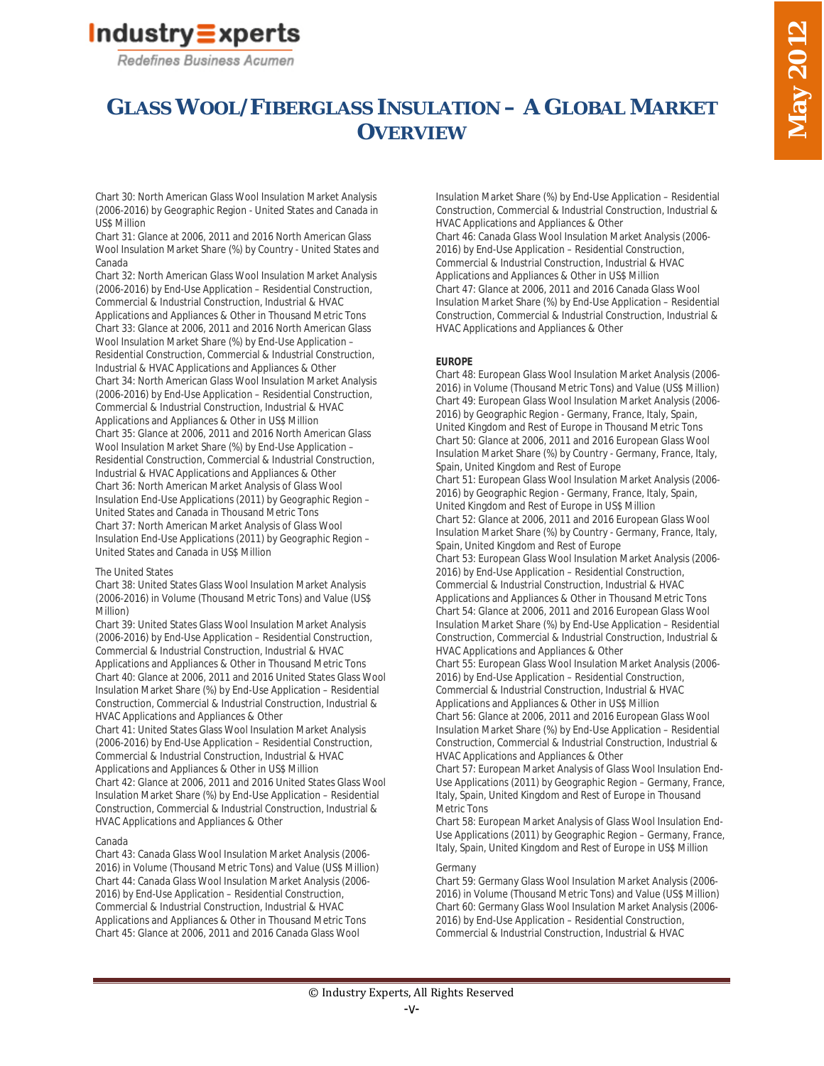Chart 30: North American Glass Wool Insulation Market Analysis (2006-2016) by Geographic Region - United States and Canada in US$ Million
Chart 31: Glance at 2006, 2011 and 2016 North American Glass Wool Insulation Market Share (%) by Country - United States and Canada
Chart 32: North American Glass Wool Insulation Market Analysis (2006-2016) by End-Use Application – Residential Construction, Commercial & Industrial Construction, Industrial & HVAC Applications and Appliances & Other in Thousand Metric Tons
Chart 33: Glance at 2006, 2011 and 2016 North American Glass Wool Insulation Market Share (%) by End-Use Application – Residential Construction, Commercial & Industrial Construction, Industrial & HVAC Applications and Appliances & Other
Chart 34: North American Glass Wool Insulation Market Analysis (2006-2016) by End-Use Application – Residential Construction, Commercial & Industrial Construction, Industrial & HVAC Applications and Appliances & Other in US$ Million
Chart 35: Glance at 2006, 2011 and 2016 North American Glass Wool Insulation Market Share (%) by End-Use Application – Residential Construction, Commercial & Industrial Construction, Industrial & HVAC Applications and Appliances & Other
Chart 36: North American Market Analysis of Glass Wool Insulation End-Use Applications (2011) by Geographic Region – United States and Canada in Thousand Metric Tons
Chart 37: North American Market Analysis of Glass Wool Insulation End-Use Applications (2011) by Geographic Region – United States and Canada in US$ Million

The United States

Chart 38: United States Glass Wool Insulation Market Analysis (2006-2016) in Volume (Thousand Metric Tons) and Value (US$ Million)
Chart 39: United States Glass Wool Insulation Market Analysis (2006-2016) by End-Use Application – Residential Construction, Commercial & Industrial Construction, Industrial & HVAC Applications and Appliances & Other in Thousand Metric Tons
Chart 40: Glance at 2006, 2011 and 2016 United States Glass Wool Insulation Market Share (%) by End-Use Application – Residential Construction, Commercial & Industrial Construction, Industrial & HVAC Applications and Appliances & Other
Chart 41: United States Glass Wool Insulation Market Analysis (2006-2016) by End-Use Application – Residential Construction, Commercial & Industrial Construction, Industrial & HVAC Applications and Appliances & Other in US$ Million
Chart 42: Glance at 2006, 2011 and 2016 United States Glass Wool Insulation Market Share (%) by End-Use Application – Residential Construction, Commercial & Industrial Construction, Industrial & HVAC Applications and Appliances & Other

Canada

Chart 43: Canada Glass Wool Insulation Market Analysis (2006-2016) in Volume (Thousand Metric Tons) and Value (US$ Million)
Chart 44: Canada Glass Wool Insulation Market Analysis (2006-2016) by End-Use Application – Residential Construction, Commercial & Industrial Construction, Industrial & HVAC Applications and Appliances & Other in Thousand Metric Tons
Chart 45: Glance at 2006, 2011 and 2016 Canada Glass Wool Insulation Market Share (%) by End-Use Application – Residential Construction, Commercial & Industrial Construction, Industrial & HVAC Applications and Appliances & Other
Chart 46: Canada Glass Wool Insulation Market Analysis (2006-2016) by End-Use Application – Residential Construction, Commercial & Industrial Construction, Industrial & HVAC Applications and Appliances & Other in US$ Million
Chart 47: Glance at 2006, 2011 and 2016 Canada Glass Wool Insulation Market Share (%) by End-Use Application – Residential Construction, Commercial & Industrial Construction, Industrial & HVAC Applications and Appliances & Other

**EUROPE**

Chart 48: European Glass Wool Insulation Market Analysis (2006-2016) in Volume (Thousand Metric Tons) and Value (US$ Million)
Chart 49: European Glass Wool Insulation Market Analysis (2006-2016) by Geographic Region - Germany, France, Italy, Spain, United Kingdom and Rest of Europe in Thousand Metric Tons
Chart 50: Glance at 2006, 2011 and 2016 European Glass Wool Insulation Market Share (%) by Country - Germany, France, Italy, Spain, United Kingdom and Rest of Europe
Chart 51: European Glass Wool Insulation Market Analysis (2006-2016) by Geographic Region - Germany, France, Italy, Spain, United Kingdom and Rest of Europe in US$ Million
Chart 52: Glance at 2006, 2011 and 2016 European Glass Wool Insulation Market Share (%) by Country - Germany, France, Italy, Spain, United Kingdom and Rest of Europe
Chart 53: European Glass Wool Insulation Market Analysis (2006-2016) by End-Use Application – Residential Construction, Commercial & Industrial Construction, Industrial & HVAC Applications and Appliances & Other in Thousand Metric Tons
Chart 54: Glance at 2006, 2011 and 2016 European Glass Wool Insulation Market Share (%) by End-Use Application – Residential Construction, Commercial & Industrial Construction, Industrial & HVAC Applications and Appliances & Other
Chart 55: European Glass Wool Insulation Market Analysis (2006-2016) by End-Use Application – Residential Construction, Commercial & Industrial Construction, Industrial & HVAC Applications and Appliances & Other in US$ Million
Chart 56: Glance at 2006, 2011 and 2016 European Glass Wool Insulation Market Share (%) by End-Use Application – Residential Construction, Commercial & Industrial Construction, Industrial & HVAC Applications and Appliances & Other
Chart 57: European Market Analysis of Glass Wool Insulation End-Use Applications (2011) by Geographic Region – Germany, France, Italy, Spain, United Kingdom and Rest of Europe in Thousand Metric Tons
Chart 58: European Market Analysis of Glass Wool Insulation End-Use Applications (2011) by Geographic Region – Germany, France, Italy, Spain, United Kingdom and Rest of Europe in US$ Million

Germany

Chart 59: Germany Glass Wool Insulation Market Analysis (2006-2016) in Volume (Thousand Metric Tons) and Value (US$ Million)
Chart 60: Germany Glass Wool Insulation Market Analysis (2006-2016) by End-Use Application – Residential Construction, Commercial & Industrial Construction, Industrial & HVAC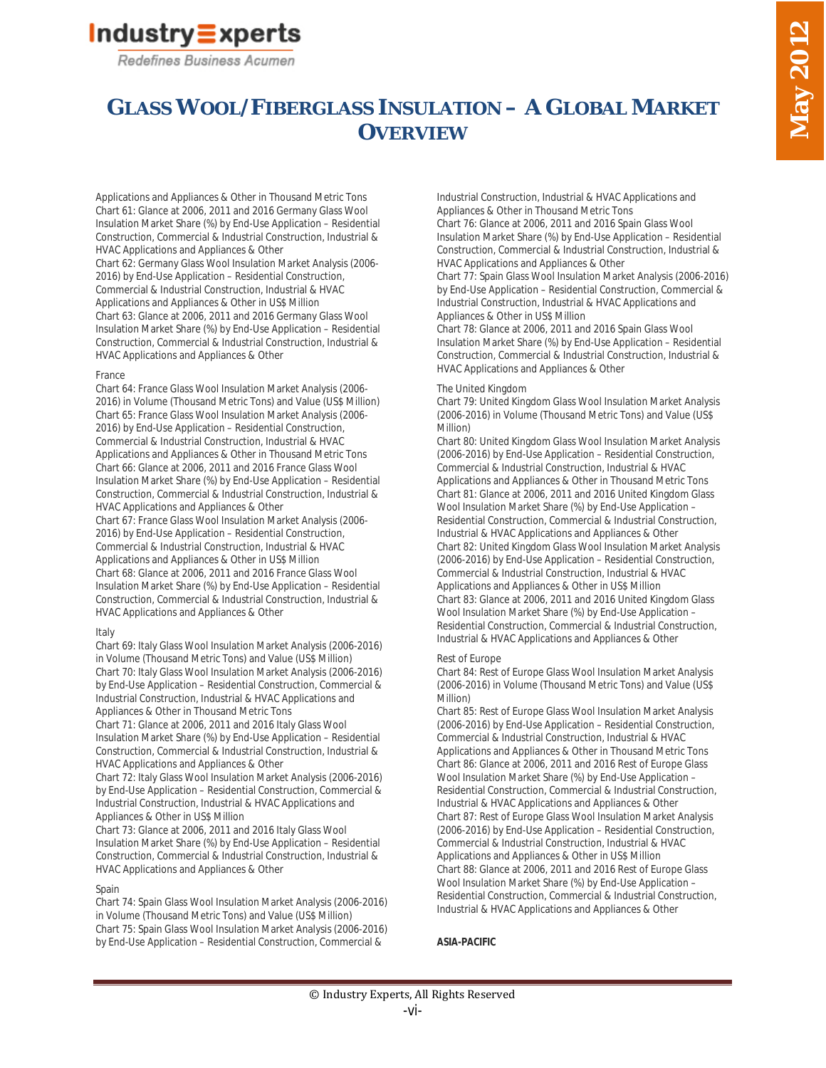Applications and Appliances & Other in Thousand Metric Tons
Chart 61: Glance at 2006, 2011 and 2016 Germany Glass Wool Insulation Market Share (%) by End-Use Application – Residential Construction, Commercial & Industrial Construction, Industrial & HVAC Applications and Appliances & Other
Chart 62: Germany Glass Wool Insulation Market Analysis (2006-2016) by End-Use Application – Residential Construction, Commercial & Industrial Construction, Industrial & HVAC Applications and Appliances & Other in US$ Million
Chart 63: Glance at 2006, 2011 and 2016 Germany Glass Wool Insulation Market Share (%) by End-Use Application – Residential Construction, Commercial & Industrial Construction, Industrial & HVAC Applications and Appliances & Other

France
Chart 64: France Glass Wool Insulation Market Analysis (2006-2016) in Volume (Thousand Metric Tons) and Value (US$ Million)
Chart 65: France Glass Wool Insulation Market Analysis (2006-2016) by End-Use Application – Residential Construction, Commercial & Industrial Construction, Industrial & HVAC Applications and Appliances & Other in Thousand Metric Tons
Chart 66: Glance at 2006, 2011 and 2016 France Glass Wool Insulation Market Share (%) by End-Use Application – Residential Construction, Commercial & Industrial Construction, Industrial & HVAC Applications and Appliances & Other
Chart 67: France Glass Wool Insulation Market Analysis (2006-2016) by End-Use Application – Residential Construction, Commercial & Industrial Construction, Industrial & HVAC Applications and Appliances & Other in US$ Million
Chart 68: Glance at 2006, 2011 and 2016 France Glass Wool Insulation Market Share (%) by End-Use Application – Residential Construction, Commercial & Industrial Construction, Industrial & HVAC Applications and Appliances & Other

Italy
Chart 69: Italy Glass Wool Insulation Market Analysis (2006-2016) in Volume (Thousand Metric Tons) and Value (US$ Million)
Chart 70: Italy Glass Wool Insulation Market Analysis (2006-2016) by End-Use Application – Residential Construction, Commercial & Industrial Construction, Industrial & HVAC Applications and Appliances & Other in Thousand Metric Tons
Chart 71: Glance at 2006, 2011 and 2016 Italy Glass Wool Insulation Market Share (%) by End-Use Application – Residential Construction, Commercial & Industrial Construction, Industrial & HVAC Applications and Appliances & Other
Chart 72: Italy Glass Wool Insulation Market Analysis (2006-2016) by End-Use Application – Residential Construction, Commercial & Industrial Construction, Industrial & HVAC Applications and Appliances & Other in US$ Million
Chart 73: Glance at 2006, 2011 and 2016 Italy Glass Wool Insulation Market Share (%) by End-Use Application – Residential Construction, Commercial & Industrial Construction, Industrial & HVAC Applications and Appliances & Other

Spain
Chart 74: Spain Glass Wool Insulation Market Analysis (2006-2016) in Volume (Thousand Metric Tons) and Value (US$ Million)
Chart 75: Spain Glass Wool Insulation Market Analysis (2006-2016) by End-Use Application – Residential Construction, Commercial & Industrial Construction, Industrial & HVAC Applications and Appliances & Other in Thousand Metric Tons
Chart 76: Glance at 2006, 2011 and 2016 Spain Glass Wool Insulation Market Share (%) by End-Use Application – Residential Construction, Commercial & Industrial Construction, Industrial & HVAC Applications and Appliances & Other
Chart 77: Spain Glass Wool Insulation Market Analysis (2006-2016) by End-Use Application – Residential Construction, Commercial & Industrial Construction, Industrial & HVAC Applications and Appliances & Other in US$ Million
Chart 78: Glance at 2006, 2011 and 2016 Spain Glass Wool Insulation Market Share (%) by End-Use Application – Residential Construction, Commercial & Industrial Construction, Industrial & HVAC Applications and Appliances & Other

The United Kingdom
Chart 79: United Kingdom Glass Wool Insulation Market Analysis (2006-2016) in Volume (Thousand Metric Tons) and Value (US$ Million)
Chart 80: United Kingdom Glass Wool Insulation Market Analysis (2006-2016) by End-Use Application – Residential Construction, Commercial & Industrial Construction, Industrial & HVAC Applications and Appliances & Other in Thousand Metric Tons
Chart 81: Glance at 2006, 2011 and 2016 United Kingdom Glass Wool Insulation Market Share (%) by End-Use Application – Residential Construction, Commercial & Industrial Construction, Industrial & HVAC Applications and Appliances & Other
Chart 82: United Kingdom Glass Wool Insulation Market Analysis (2006-2016) by End-Use Application – Residential Construction, Commercial & Industrial Construction, Industrial & HVAC Applications and Appliances & Other in US$ Million
Chart 83: Glance at 2006, 2011 and 2016 United Kingdom Glass Wool Insulation Market Share (%) by End-Use Application – Residential Construction, Commercial & Industrial Construction, Industrial & HVAC Applications and Appliances & Other

Rest of Europe
Chart 84: Rest of Europe Glass Wool Insulation Market Analysis (2006-2016) in Volume (Thousand Metric Tons) and Value (US$ Million)
Chart 85: Rest of Europe Glass Wool Insulation Market Analysis (2006-2016) by End-Use Application – Residential Construction, Commercial & Industrial Construction, Industrial & HVAC Applications and Appliances & Other in Thousand Metric Tons
Chart 86: Glance at 2006, 2011 and 2016 Rest of Europe Glass Wool Insulation Market Share (%) by End-Use Application – Residential Construction, Commercial & Industrial Construction, Industrial & HVAC Applications and Appliances & Other
Chart 87: Rest of Europe Glass Wool Insulation Market Analysis (2006-2016) by End-Use Application – Residential Construction, Commercial & Industrial Construction, Industrial & HVAC Applications and Appliances & Other in US$ Million
Chart 88: Glance at 2006, 2011 and 2016 Rest of Europe Glass Wool Insulation Market Share (%) by End-Use Application – Residential Construction, Commercial & Industrial Construction, Industrial & HVAC Applications and Appliances & Other

**ASIA-PACIFIC**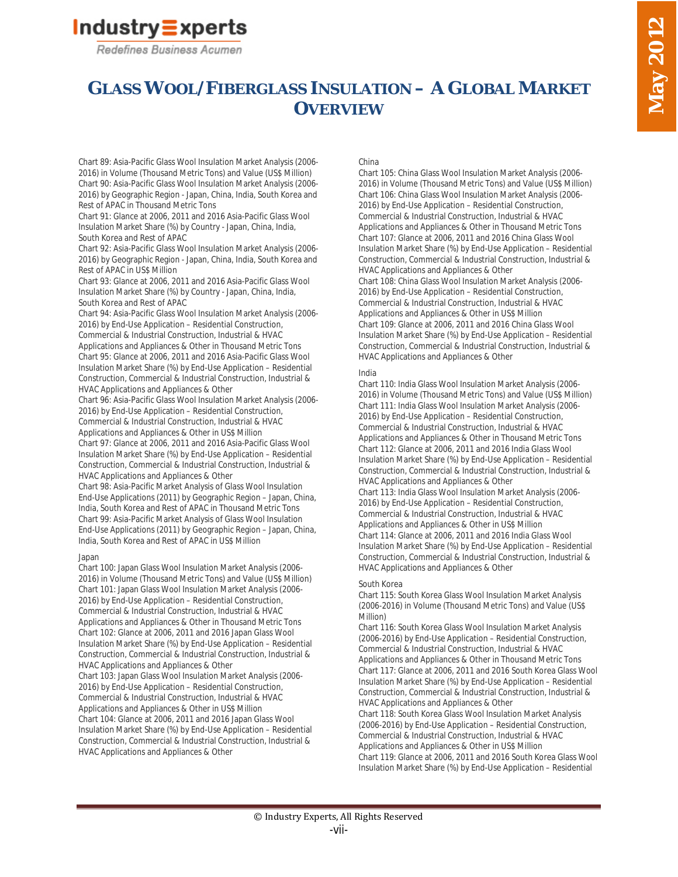# GLASS WOOL/FIBERGLASS INSULATION – A GLOBAL MARKET OVERVIEW

Chart 89: Asia-Pacific Glass Wool Insulation Market Analysis (2006-2016) in Volume (Thousand Metric Tons) and Value (US$ Million)
Chart 90: Asia-Pacific Glass Wool Insulation Market Analysis (2006-2016) by Geographic Region - Japan, China, India, South Korea and Rest of APAC in Thousand Metric Tons
Chart 91: Glance at 2006, 2011 and 2016 Asia-Pacific Glass Wool Insulation Market Share (%) by Country - Japan, China, India, South Korea and Rest of APAC
Chart 92: Asia-Pacific Glass Wool Insulation Market Analysis (2006-2016) by Geographic Region - Japan, China, India, South Korea and Rest of APAC in US$ Million
Chart 93: Glance at 2006, 2011 and 2016 Asia-Pacific Glass Wool Insulation Market Share (%) by Country - Japan, China, India, South Korea and Rest of APAC
Chart 94: Asia-Pacific Glass Wool Insulation Market Analysis (2006-2016) by End-Use Application – Residential Construction, Commercial & Industrial Construction, Industrial & HVAC Applications and Appliances & Other in Thousand Metric Tons
Chart 95: Glance at 2006, 2011 and 2016 Asia-Pacific Glass Wool Insulation Market Share (%) by End-Use Application – Residential Construction, Commercial & Industrial Construction, Industrial & HVAC Applications and Appliances & Other
Chart 96: Asia-Pacific Glass Wool Insulation Market Analysis (2006-2016) by End-Use Application – Residential Construction, Commercial & Industrial Construction, Industrial & HVAC Applications and Appliances & Other in US$ Million
Chart 97: Glance at 2006, 2011 and 2016 Asia-Pacific Glass Wool Insulation Market Share (%) by End-Use Application – Residential Construction, Commercial & Industrial Construction, Industrial & HVAC Applications and Appliances & Other
Chart 98: Asia-Pacific Market Analysis of Glass Wool Insulation End-Use Applications (2011) by Geographic Region – Japan, China, India, South Korea and Rest of APAC in Thousand Metric Tons
Chart 99: Asia-Pacific Market Analysis of Glass Wool Insulation End-Use Applications (2011) by Geographic Region – Japan, China, India, South Korea and Rest of APAC in US$ Million

Japan

Chart 100: Japan Glass Wool Insulation Market Analysis (2006-2016) in Volume (Thousand Metric Tons) and Value (US$ Million)
Chart 101: Japan Glass Wool Insulation Market Analysis (2006-2016) by End-Use Application – Residential Construction, Commercial & Industrial Construction, Industrial & HVAC Applications and Appliances & Other in Thousand Metric Tons
Chart 102: Glance at 2006, 2011 and 2016 Japan Glass Wool Insulation Market Share (%) by End-Use Application – Residential Construction, Commercial & Industrial Construction, Industrial & HVAC Applications and Appliances & Other
Chart 103: Japan Glass Wool Insulation Market Analysis (2006-2016) by End-Use Application – Residential Construction, Commercial & Industrial Construction, Industrial & HVAC Applications and Appliances & Other in US$ Million
Chart 104: Glance at 2006, 2011 and 2016 Japan Glass Wool Insulation Market Share (%) by End-Use Application – Residential Construction, Commercial & Industrial Construction, Industrial & HVAC Applications and Appliances & Other

China

Chart 105: China Glass Wool Insulation Market Analysis (2006-2016) in Volume (Thousand Metric Tons) and Value (US$ Million)
Chart 106: China Glass Wool Insulation Market Analysis (2006-2016) by End-Use Application – Residential Construction, Commercial & Industrial Construction, Industrial & HVAC Applications and Appliances & Other in Thousand Metric Tons
Chart 107: Glance at 2006, 2011 and 2016 China Glass Wool Insulation Market Share (%) by End-Use Application – Residential Construction, Commercial & Industrial Construction, Industrial & HVAC Applications and Appliances & Other
Chart 108: China Glass Wool Insulation Market Analysis (2006-2016) by End-Use Application – Residential Construction, Commercial & Industrial Construction, Industrial & HVAC Applications and Appliances & Other in US$ Million
Chart 109: Glance at 2006, 2011 and 2016 China Glass Wool Insulation Market Share (%) by End-Use Application – Residential Construction, Commercial & Industrial Construction, Industrial & HVAC Applications and Appliances & Other

India

Chart 110: India Glass Wool Insulation Market Analysis (2006-2016) in Volume (Thousand Metric Tons) and Value (US$ Million)
Chart 111: India Glass Wool Insulation Market Analysis (2006-2016) by End-Use Application – Residential Construction, Commercial & Industrial Construction, Industrial & HVAC Applications and Appliances & Other in Thousand Metric Tons
Chart 112: Glance at 2006, 2011 and 2016 India Glass Wool Insulation Market Share (%) by End-Use Application – Residential Construction, Commercial & Industrial Construction, Industrial & HVAC Applications and Appliances & Other
Chart 113: India Glass Wool Insulation Market Analysis (2006-2016) by End-Use Application – Residential Construction, Commercial & Industrial Construction, Industrial & HVAC Applications and Appliances & Other in US$ Million
Chart 114: Glance at 2006, 2011 and 2016 India Glass Wool Insulation Market Share (%) by End-Use Application – Residential Construction, Commercial & Industrial Construction, Industrial & HVAC Applications and Appliances & Other

South Korea

Chart 115: South Korea Glass Wool Insulation Market Analysis (2006-2016) in Volume (Thousand Metric Tons) and Value (US$ Million)
Chart 116: South Korea Glass Wool Insulation Market Analysis (2006-2016) by End-Use Application – Residential Construction, Commercial & Industrial Construction, Industrial & HVAC Applications and Appliances & Other in Thousand Metric Tons
Chart 117: Glance at 2006, 2011 and 2016 South Korea Glass Wool Insulation Market Share (%) by End-Use Application – Residential Construction, Commercial & Industrial Construction, Industrial & HVAC Applications and Appliances & Other
Chart 118: South Korea Glass Wool Insulation Market Analysis (2006-2016) by End-Use Application – Residential Construction, Commercial & Industrial Construction, Industrial & HVAC Applications and Appliances & Other in US$ Million
Chart 119: Glance at 2006, 2011 and 2016 South Korea Glass Wool Insulation Market Share (%) by End-Use Application – Residential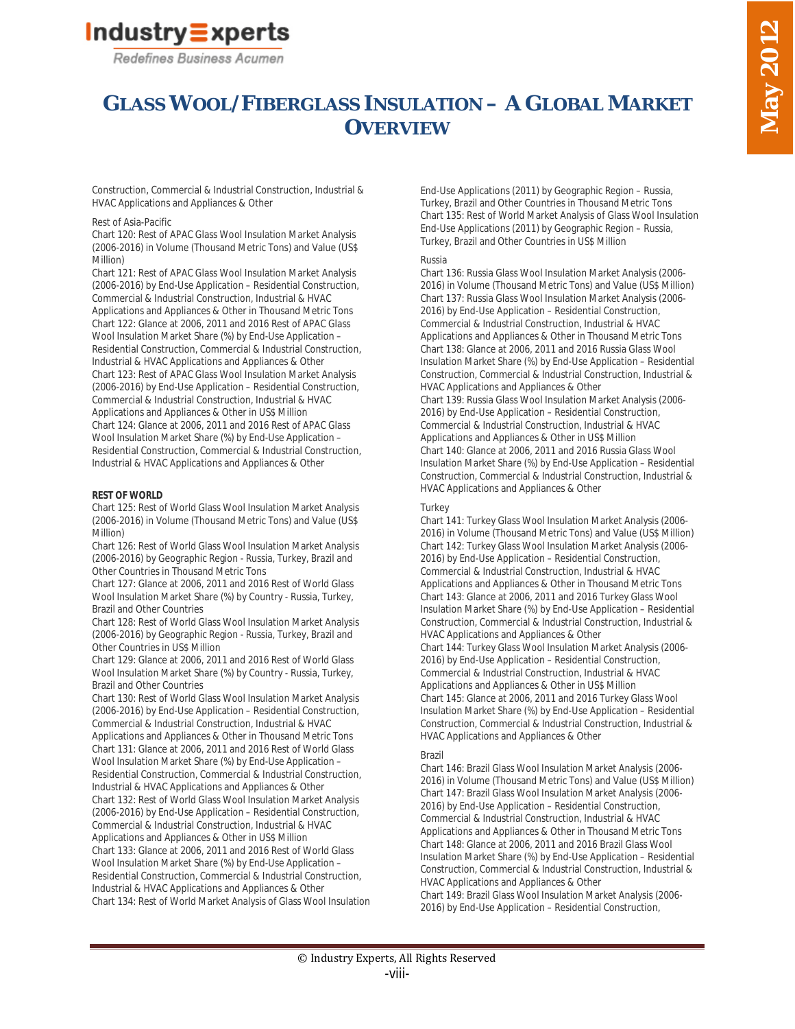Construction, Commercial & Industrial Construction, Industrial & HVAC Applications and Appliances & Other

Rest of Asia-Pacific

Chart 120: Rest of APAC Glass Wool Insulation Market Analysis (2006-2016) in Volume (Thousand Metric Tons) and Value (US$ Million)
Chart 121: Rest of APAC Glass Wool Insulation Market Analysis (2006-2016) by End-Use Application – Residential Construction, Commercial & Industrial Construction, Industrial & HVAC Applications and Appliances & Other in Thousand Metric Tons
Chart 122: Glance at 2006, 2011 and 2016 Rest of APAC Glass Wool Insulation Market Share (%) by End-Use Application – Residential Construction, Commercial & Industrial Construction, Industrial & HVAC Applications and Appliances & Other
Chart 123: Rest of APAC Glass Wool Insulation Market Analysis (2006-2016) by End-Use Application – Residential Construction, Commercial & Industrial Construction, Industrial & HVAC Applications and Appliances & Other in US$ Million
Chart 124: Glance at 2006, 2011 and 2016 Rest of APAC Glass Wool Insulation Market Share (%) by End-Use Application – Residential Construction, Commercial & Industrial Construction, Industrial & HVAC Applications and Appliances & Other

**REST OF WORLD**

Chart 125: Rest of World Glass Wool Insulation Market Analysis (2006-2016) in Volume (Thousand Metric Tons) and Value (US$ Million)
Chart 126: Rest of World Glass Wool Insulation Market Analysis (2006-2016) by Geographic Region - Russia, Turkey, Brazil and Other Countries in Thousand Metric Tons
Chart 127: Glance at 2006, 2011 and 2016 Rest of World Glass Wool Insulation Market Share (%) by Country - Russia, Turkey, Brazil and Other Countries
Chart 128: Rest of World Glass Wool Insulation Market Analysis (2006-2016) by Geographic Region - Russia, Turkey, Brazil and Other Countries in US$ Million
Chart 129: Glance at 2006, 2011 and 2016 Rest of World Glass Wool Insulation Market Share (%) by Country - Russia, Turkey, Brazil and Other Countries
Chart 130: Rest of World Glass Wool Insulation Market Analysis (2006-2016) by End-Use Application – Residential Construction, Commercial & Industrial Construction, Industrial & HVAC Applications and Appliances & Other in Thousand Metric Tons
Chart 131: Glance at 2006, 2011 and 2016 Rest of World Glass Wool Insulation Market Share (%) by End-Use Application – Residential Construction, Commercial & Industrial Construction, Industrial & HVAC Applications and Appliances & Other
Chart 132: Rest of World Glass Wool Insulation Market Analysis (2006-2016) by End-Use Application – Residential Construction, Commercial & Industrial Construction, Industrial & HVAC Applications and Appliances & Other in US$ Million
Chart 133: Glance at 2006, 2011 and 2016 Rest of World Glass Wool Insulation Market Share (%) by End-Use Application – Residential Construction, Commercial & Industrial Construction, Industrial & HVAC Applications and Appliances & Other
Chart 134: Rest of World Market Analysis of Glass Wool Insulation End-Use Applications (2011) by Geographic Region – Russia, Turkey, Brazil and Other Countries in Thousand Metric Tons
Chart 135: Rest of World Market Analysis of Glass Wool Insulation End-Use Applications (2011) by Geographic Region – Russia, Turkey, Brazil and Other Countries in US$ Million

Russia

Chart 136: Russia Glass Wool Insulation Market Analysis (2006-2016) in Volume (Thousand Metric Tons) and Value (US$ Million)
Chart 137: Russia Glass Wool Insulation Market Analysis (2006-2016) by End-Use Application – Residential Construction, Commercial & Industrial Construction, Industrial & HVAC Applications and Appliances & Other in Thousand Metric Tons
Chart 138: Glance at 2006, 2011 and 2016 Russia Glass Wool Insulation Market Share (%) by End-Use Application – Residential Construction, Commercial & Industrial Construction, Industrial & HVAC Applications and Appliances & Other
Chart 139: Russia Glass Wool Insulation Market Analysis (2006-2016) by End-Use Application – Residential Construction, Commercial & Industrial Construction, Industrial & HVAC Applications and Appliances & Other in US$ Million
Chart 140: Glance at 2006, 2011 and 2016 Russia Glass Wool Insulation Market Share (%) by End-Use Application – Residential Construction, Commercial & Industrial Construction, Industrial & HVAC Applications and Appliances & Other

Turkey

Chart 141: Turkey Glass Wool Insulation Market Analysis (2006-2016) in Volume (Thousand Metric Tons) and Value (US$ Million)
Chart 142: Turkey Glass Wool Insulation Market Analysis (2006-2016) by End-Use Application – Residential Construction, Commercial & Industrial Construction, Industrial & HVAC Applications and Appliances & Other in Thousand Metric Tons
Chart 143: Glance at 2006, 2011 and 2016 Turkey Glass Wool Insulation Market Share (%) by End-Use Application – Residential Construction, Commercial & Industrial Construction, Industrial & HVAC Applications and Appliances & Other
Chart 144: Turkey Glass Wool Insulation Market Analysis (2006-2016) by End-Use Application – Residential Construction, Commercial & Industrial Construction, Industrial & HVAC Applications and Appliances & Other in US$ Million
Chart 145: Glance at 2006, 2011 and 2016 Turkey Glass Wool Insulation Market Share (%) by End-Use Application – Residential Construction, Commercial & Industrial Construction, Industrial & HVAC Applications and Appliances & Other

Brazil

Chart 146: Brazil Glass Wool Insulation Market Analysis (2006-2016) in Volume (Thousand Metric Tons) and Value (US$ Million)
Chart 147: Brazil Glass Wool Insulation Market Analysis (2006-2016) by End-Use Application – Residential Construction, Commercial & Industrial Construction, Industrial & HVAC Applications and Appliances & Other in Thousand Metric Tons
Chart 148: Glance at 2006, 2011 and 2016 Brazil Glass Wool Insulation Market Share (%) by End-Use Application – Residential Construction, Commercial & Industrial Construction, Industrial & HVAC Applications and Appliances & Other
Chart 149: Brazil Glass Wool Insulation Market Analysis (2006-2016) by End-Use Application – Residential Construction,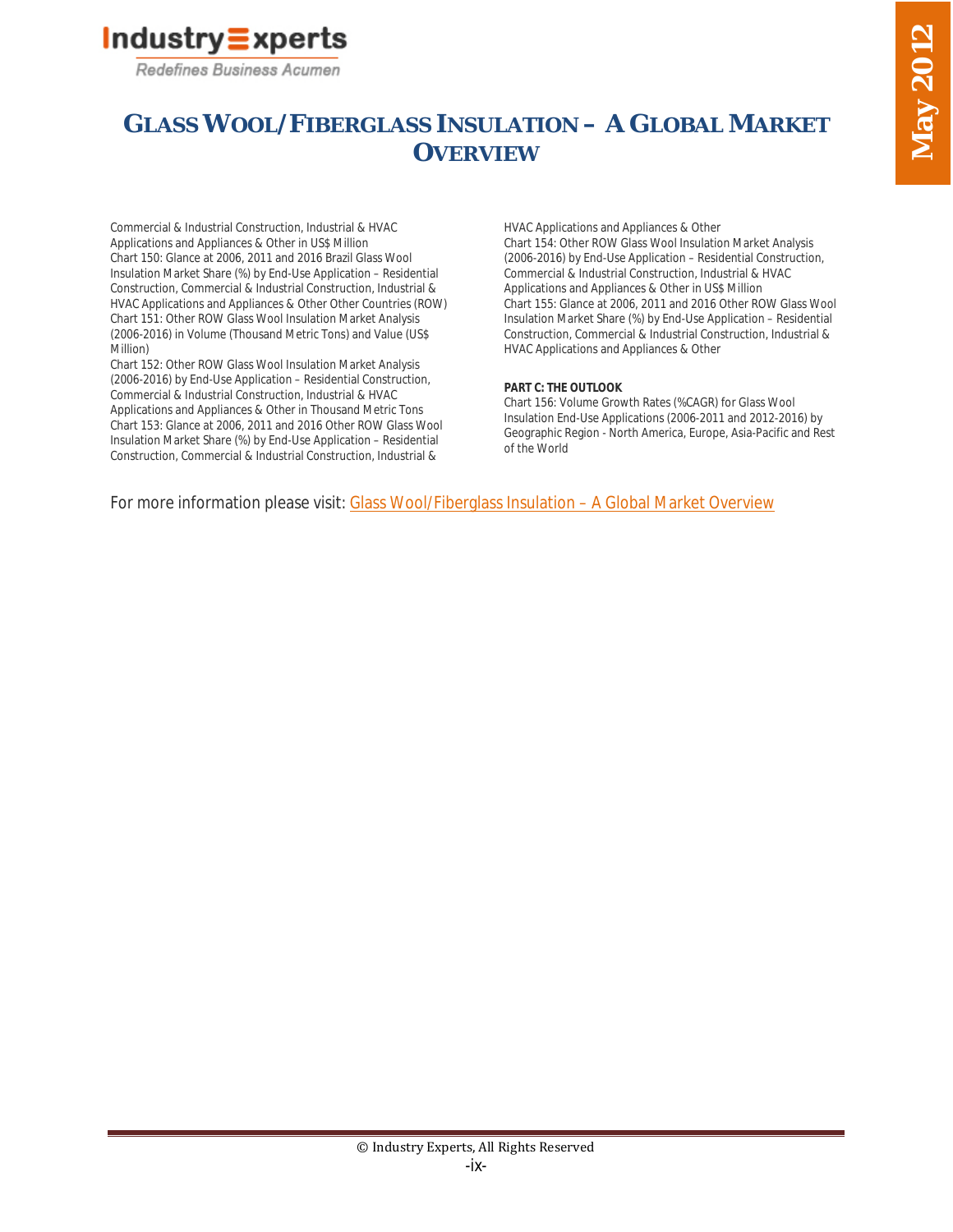Commercial & Industrial Construction, Industrial & HVAC Applications and Appliances & Other in US$ Million
Chart 150: Glance at 2006, 2011 and 2016 Brazil Glass Wool Insulation Market Share (%) by End-Use Application – Residential Construction, Commercial & Industrial Construction, Industrial & HVAC Applications and Appliances & Other Other Countries (ROW)
Chart 151: Other ROW Glass Wool Insulation Market Analysis (2006-2016) in Volume (Thousand Metric Tons) and Value (US$ Million)
Chart 152: Other ROW Glass Wool Insulation Market Analysis (2006-2016) by End-Use Application – Residential Construction, Commercial & Industrial Construction, Industrial & HVAC Applications and Appliances & Other in Thousand Metric Tons
Chart 153: Glance at 2006, 2011 and 2016 Other ROW Glass Wool Insulation Market Share (%) by End-Use Application – Residential Construction, Commercial & Industrial Construction, Industrial & HVAC Applications and Appliances & Other
Chart 154: Other ROW Glass Wool Insulation Market Analysis (2006-2016) by End-Use Application – Residential Construction, Commercial & Industrial Construction, Industrial & HVAC Applications and Appliances & Other in US$ Million
Chart 155: Glance at 2006, 2011 and 2016 Other ROW Glass Wool Insulation Market Share (%) by End-Use Application – Residential Construction, Commercial & Industrial Construction, Industrial & HVAC Applications and Appliances & Other

**PART C: THE OUTLOOK**

Chart 156: Volume Growth Rates (%CAGR) for Glass Wool Insulation End-Use Applications (2006-2011 and 2012-2016) by Geographic Region - North America, Europe, Asia-Pacific and Rest of the World

For more information please visit: [Glass Wool/Fiberglass Insulation – A Global Market Overview]